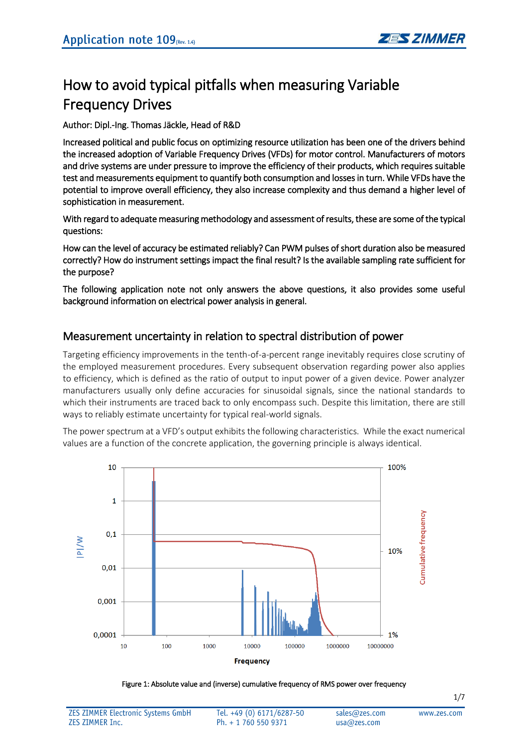# How to avoid typical pitfalls when measuring Variable Frequency Drives

Author: Dipl.-Ing. Thomas Jäckle, Head of R&D

Increased political and public focus on optimizing resource utilization has been one of the drivers behind the increased adoption of Variable Frequency Drives (VFDs) for motor control. Manufacturers of motors and drive systems are under pressure to improve the efficiency of their products, which requires suitable test and measurements equipment to quantify both consumption and losses in turn. While VFDs have the potential to improve overall efficiency, they also increase complexity and thus demand a higher level of sophistication in measurement.

With regard to adequate measuring methodology and assessment of results, these are some of the typical questions:

How can the level of accuracy be estimated reliably? Can PWM pulses of short duration also be measured correctly? How do instrument settings impact the final result? Is the available sampling rate sufficient for the purpose?

The following application note not only answers the above questions, it also provides some useful background information on electrical power analysis in general.

## Measurement uncertainty in relation to spectral distribution of power

Targeting efficiency improvements in the tenth-of-a-percent range inevitably requires close scrutiny of the employed measurement procedures. Every subsequent observation regarding power also applies to efficiency, which is defined as the ratio of output to input power of a given device. Power analyzer manufacturers usually only define accuracies for sinusoidal signals, since the national standards to which their instruments are traced back to only encompass such. Despite this limitation, there are still ways to reliably estimate uncertainty for typical real-world signals.

The power spectrum at a VFD's output exhibits the following characteristics. While the exact numerical values are a function of the concrete application, the governing principle is always identical.

Figure 1: Absolute value and (inverse) cumulative frequency of RMS power over frequency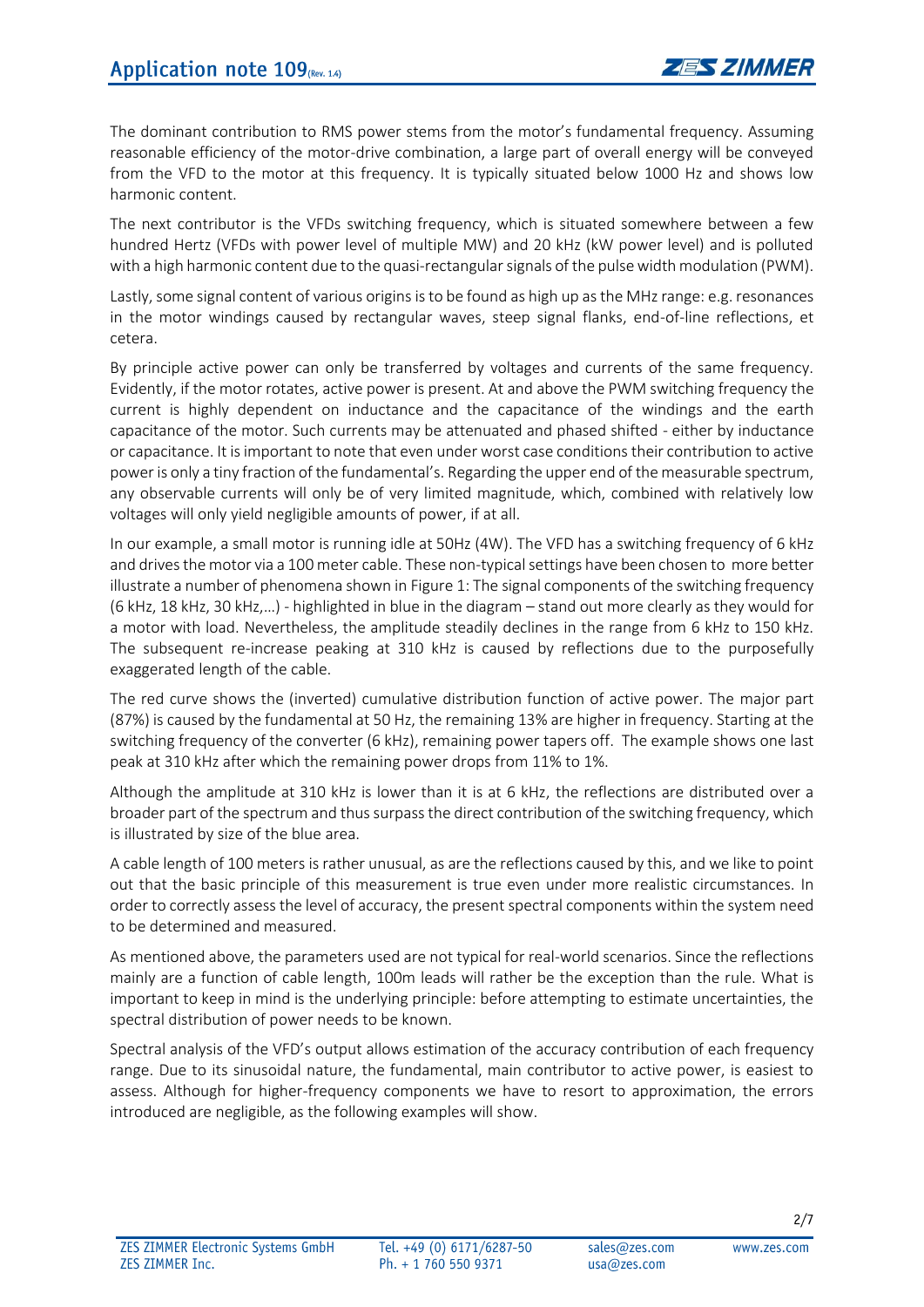The dominant contribution to RMS power stems from the motor's fundamental frequency. Assuming reasonable efficiency of the motor-drive combination, a large part of overall energy will be conveyed from the VFD to the motor at this frequency. It is typically situated below 1000 Hz and shows low harmonic content.

The next contributor is the VFDs switching frequency, which is situated somewhere between a few hundred Hertz (VFDs with power level of multiple MW) and 20 kHz (kW power level) and is polluted with a high harmonic content due to the quasi-rectangular signals of the pulse width modulation (PWM).

Lastly, some signal content of various origins is to be found as high up as the MHz range: e.g. resonances in the motor windings caused by rectangular waves, steep signal flanks, end-of-line reflections, et cetera.

By principle active power can only be transferred by voltages and currents of the same frequency. Evidently, if the motor rotates, active power is present. At and above the PWM switching frequency the current is highly dependent on inductance and the capacitance of the windings and the earth capacitance of the motor. Such currents may be attenuated and phased shifted - either by inductance or capacitance. It is important to note that even under worst case conditions their contribution to active power is only a tiny fraction of the fundamental's. Regarding the upper end of the measurable spectrum, any observable currents will only be of very limited magnitude, which, combined with relatively low voltages will only yield negligible amounts of power, if at all.

In our example, a small motor is running idle at 50Hz (4W). The VFD has a switching frequency of 6 kHz and drives the motor via a 100 meter cable. These non-typical settings have been chosen to more better illustrate a number of phenomena shown in Figure 1: The signal components of the switching frequency (6 kHz, 18 kHz, 30 kHz,…) - highlighted in blue in the diagram – stand out more clearly as they would for a motor with load. Nevertheless, the amplitude steadily declines in the range from 6 kHz to 150 kHz. The subsequent re-increase peaking at 310 kHz is caused by reflections due to the purposefully exaggerated length of the cable.

The red curve shows the (inverted) cumulative distribution function of active power. The major part (87%) is caused by the fundamental at 50 Hz, the remaining 13% are higher in frequency. Starting at the switching frequency of the converter (6 kHz), remaining power tapers off. The example shows one last peak at 310 kHz after which the remaining power drops from 11% to 1%.

Although the amplitude at 310 kHz is lower than it is at 6 kHz, the reflections are distributed over a broader part of the spectrum and thus surpass the direct contribution of the switching frequency, which is illustrated by size of the blue area.

A cable length of 100 meters is rather unusual, as are the reflections caused by this, and we like to point out that the basic principle of this measurement is true even under more realistic circumstances. In order to correctly assess the level of accuracy, the present spectral components within the system need to be determined and measured.

As mentioned above, the parameters used are not typical for real-world scenarios. Since the reflections mainly are a function of cable length, 100m leads will rather be the exception than the rule. What is important to keep in mind is the underlying principle: before attempting to estimate uncertainties, the spectral distribution of power needs to be known.

Spectral analysis of the VFD's output allows estimation of the accuracy contribution of each frequency range. Due to its sinusoidal nature, the fundamental, main contributor to active power, is easiest to assess. Although for higher-frequency components we have to resort to approximation, the errors introduced are negligible, as the following examples will show.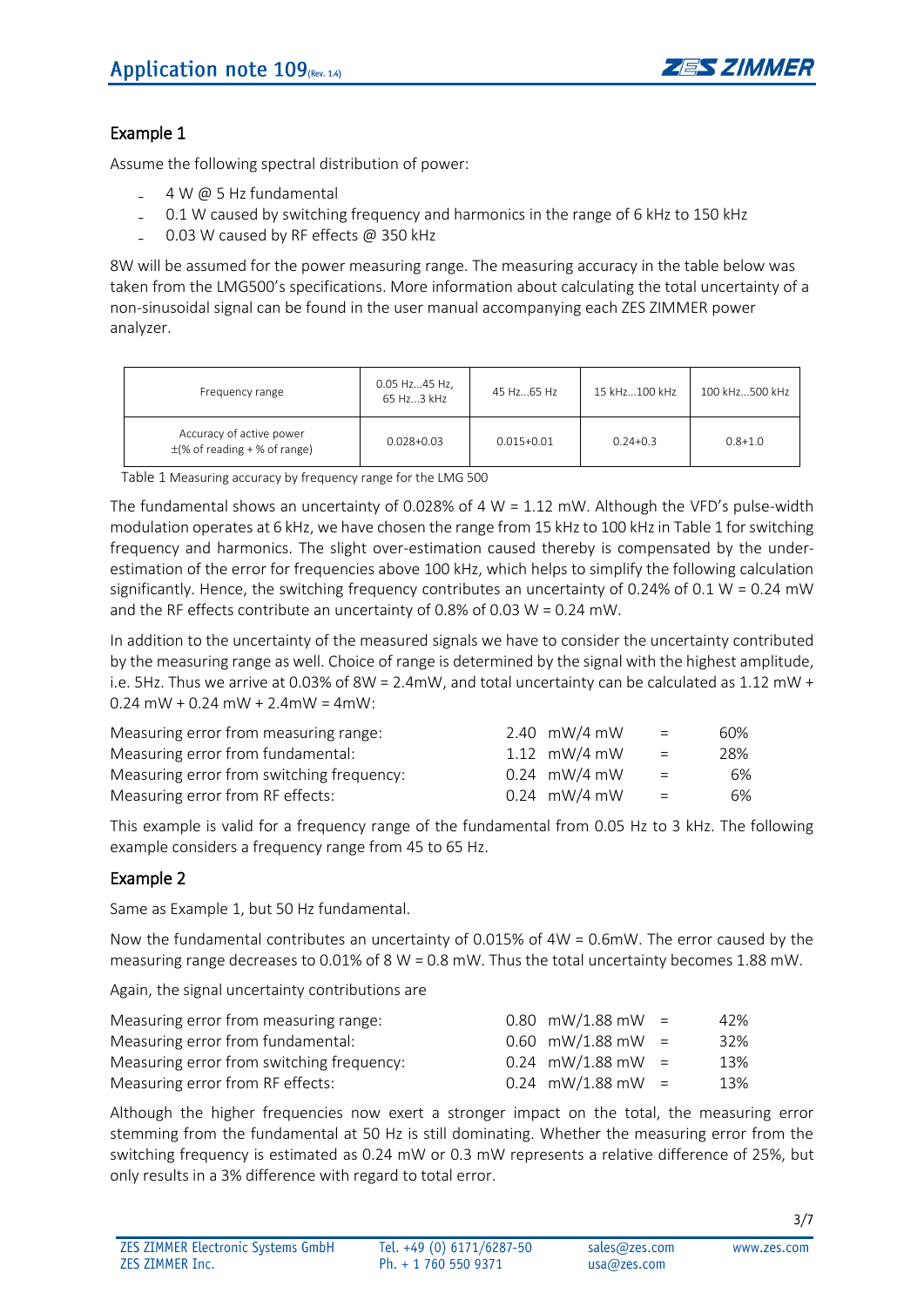## Example 1

Assume the following spectral distribution of power:

- 4 W @ 5 Hz fundamental
- 0.1 W caused by switching frequency and harmonics in the range of 6 kHz to 150 kHz
- 0.03 W caused by RF effects @ 350 kHz

8W will be assumed for the power measuring range. The measuring accuracy in the table below was taken from the LMG500's specifications. More information about calculating the total uncertainty of a non-sinusoidal signal can be found in the user manual accompanying each ZES ZIMMER power analyzer.

| Frequency range | 0.05 Hz...45 Hz, 65 Hz...3 kHz | 45 Hz...65 Hz | 15 kHz...100 kHz | 100 kHz...500 kHz |
|---|---|---|---|---|
| Accuracy of active power ±(% of reading + % of range) | 0.028+0.03 | 0.015+0.01 | 0.24+0.3 | 0.8+1.0 |

Table 1 Measuring accuracy by frequency range for the LMG 500

The fundamental shows an uncertainty of 0.028% of 4 W = 1.12 mW. Although the VFD's pulse-width modulation operates at 6 kHz, we have chosen the range from 15 kHz to 100 kHz in Table 1 for switching frequency and harmonics. The slight over-estimation caused thereby is compensated by the under-estimation of the error for frequencies above 100 kHz, which helps to simplify the following calculation significantly. Hence, the switching frequency contributes an uncertainty of 0.24% of 0.1 W = 0.24 mW and the RF effects contribute an uncertainty of 0.8% of 0.03 W = 0.24 mW.

In addition to the uncertainty of the measured signals we have to consider the uncertainty contributed by the measuring range as well. Choice of range is determined by the signal with the highest amplitude, i.e. 5Hz. Thus we arrive at 0.03% of 8W = 2.4mW, and total uncertainty can be calculated as 1.12 mW + 0.24 mW + 0.24 mW + 2.4mW = 4mW:

| | | | |
|---|---|---|---|
| Measuring error from measuring range: | 2.40 mW/4 mW | = | 60% |
| Measuring error from fundamental: | 1.12 mW/4 mW | = | 28% |
| Measuring error from switching frequency: | 0.24 mW/4 mW | = | 6% |
| Measuring error from RF effects: | 0.24 mW/4 mW | = | 6% |

This example is valid for a frequency range of the fundamental from 0.05 Hz to 3 kHz. The following example considers a frequency range from 45 to 65 Hz.

## Example 2

Same as Example 1, but 50 Hz fundamental.

Now the fundamental contributes an uncertainty of 0.015% of 4W = 0.6mW. The error caused by the measuring range decreases to 0.01% of 8 W = 0.8 mW. Thus the total uncertainty becomes 1.88 mW.

Again, the signal uncertainty contributions are

| | | | |
|---|---|---|---|
| Measuring error from measuring range: | 0.80 mW/1.88 mW | = | 42% |
| Measuring error from fundamental: | 0.60 mW/1.88 mW | = | 32% |
| Measuring error from switching frequency: | 0.24 mW/1.88 mW | = | 13% |
| Measuring error from RF effects: | 0.24 mW/1.88 mW | = | 13% |

Although the higher frequencies now exert a stronger impact on the total, the measuring error stemming from the fundamental at 50 Hz is still dominating. Whether the measuring error from the switching frequency is estimated as 0.24 mW or 0.3 mW represents a relative difference of 25%, but only results in a 3% difference with regard to total error.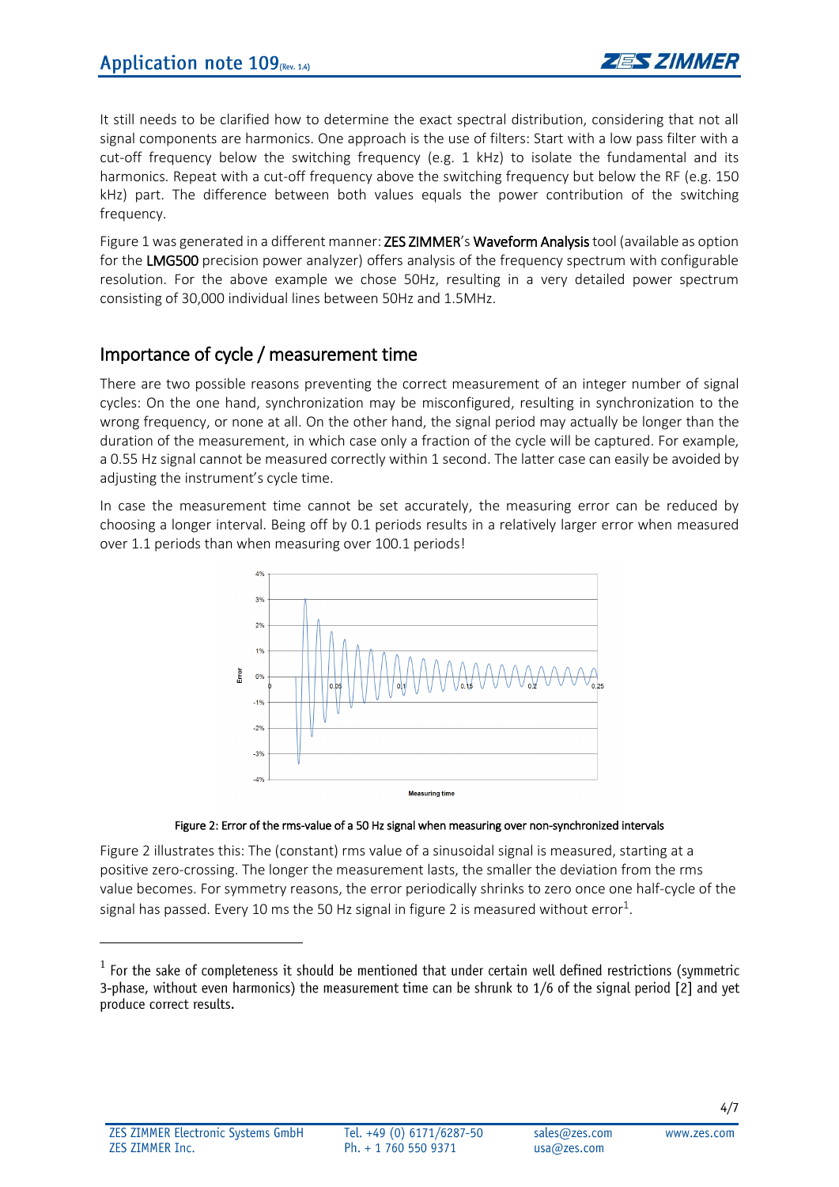It still needs to be clarified how to determine the exact spectral distribution, considering that not all signal components are harmonics. One approach is the use of filters: Start with a low pass filter with a cut-off frequency below the switching frequency (e.g. 1 kHz) to isolate the fundamental and its harmonics. Repeat with a cut-off frequency above the switching frequency but below the RF (e.g. 150 kHz) part. The difference between both values equals the power contribution of the switching frequency.

Figure 1 was generated in a different manner: **ZES ZIMMER**'s **Waveform Analysis** tool (available as option for the **LMG500** precision power analyzer) offers analysis of the frequency spectrum with configurable resolution. For the above example we chose 50Hz, resulting in a very detailed power spectrum consisting of 30,000 individual lines between 50Hz and 1.5MHz.

## Importance of cycle / measurement time

There are two possible reasons preventing the correct measurement of an integer number of signal cycles: On the one hand, synchronization may be misconfigured, resulting in synchronization to the wrong frequency, or none at all. On the other hand, the signal period may actually be longer than the duration of the measurement, in which case only a fraction of the cycle will be captured. For example, a 0.55 Hz signal cannot be measured correctly within 1 second. The latter case can easily be avoided by adjusting the instrument's cycle time.

In case the measurement time cannot be set accurately, the measuring error can be reduced by choosing a longer interval. Being off by 0.1 periods results in a relatively larger error when measured over 1.1 periods than when measuring over 100.1 periods!

**Figure 2: Error of the rms-value of a 50 Hz signal when measuring over non-synchronized intervals**

Figure 2 illustrates this: The (constant) rms value of a sinusoidal signal is measured, starting at a positive zero-crossing. The longer the measurement lasts, the smaller the deviation from the rms value becomes. For symmetry reasons, the error periodically shrinks to zero once one half-cycle of the signal has passed. Every 10 ms the 50 Hz signal in figure 2 is measured without error[1].

[1] For the sake of completeness it should be mentioned that under certain well defined restrictions (symmetric 3-phase, without even harmonics) the measurement time can be shrunk to 1/6 of the signal period [2] and yet produce correct results.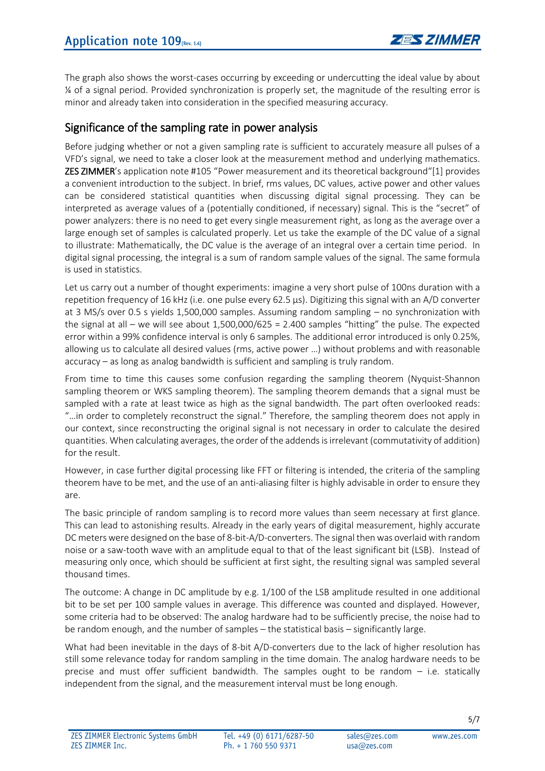The graph also shows the worst-cases occurring by exceeding or undercutting the ideal value by about ¼ of a signal period. Provided synchronization is properly set, the magnitude of the resulting error is minor and already taken into consideration in the specified measuring accuracy.

## Significance of the sampling rate in power analysis

Before judging whether or not a given sampling rate is sufficient to accurately measure all pulses of a VFD's signal, we need to take a closer look at the measurement method and underlying mathematics. **ZES ZIMMER**'s application note #105 "Power measurement and its theoretical background"[1] provides a convenient introduction to the subject. In brief, rms values, DC values, active power and other values can be considered statistical quantities when discussing digital signal processing. They can be interpreted as average values of a (potentially conditioned, if necessary) signal. This is the "secret" of power analyzers: there is no need to get every single measurement right, as long as the average over a large enough set of samples is calculated properly. Let us take the example of the DC value of a signal to illustrate: Mathematically, the DC value is the average of an integral over a certain time period. In digital signal processing, the integral is a sum of random sample values of the signal. The same formula is used in statistics.

Let us carry out a number of thought experiments: imagine a very short pulse of 100ns duration with a repetition frequency of 16 kHz (i.e. one pulse every 62.5 µs). Digitizing this signal with an A/D converter at 3 MS/s over 0.5 s yields 1,500,000 samples. Assuming random sampling – no synchronization with the signal at all – we will see about 1,500,000/625 = 2.400 samples "hitting" the pulse. The expected error within a 99% confidence interval is only 6 samples. The additional error introduced is only 0.25%, allowing us to calculate all desired values (rms, active power …) without problems and with reasonable accuracy – as long as analog bandwidth is sufficient and sampling is truly random.

From time to time this causes some confusion regarding the sampling theorem (Nyquist-Shannon sampling theorem or WKS sampling theorem). The sampling theorem demands that a signal must be sampled with a rate at least twice as high as the signal bandwidth. The part often overlooked reads: "…in order to completely reconstruct the signal." Therefore, the sampling theorem does not apply in our context, since reconstructing the original signal is not necessary in order to calculate the desired quantities. When calculating averages, the order of the addends is irrelevant (commutativity of addition) for the result.

However, in case further digital processing like FFT or filtering is intended, the criteria of the sampling theorem have to be met, and the use of an anti-aliasing filter is highly advisable in order to ensure they are.

The basic principle of random sampling is to record more values than seem necessary at first glance. This can lead to astonishing results. Already in the early years of digital measurement, highly accurate DC meters were designed on the base of 8-bit-A/D-converters. The signal then was overlaid with random noise or a saw-tooth wave with an amplitude equal to that of the least significant bit (LSB). Instead of measuring only once, which should be sufficient at first sight, the resulting signal was sampled several thousand times.

The outcome: A change in DC amplitude by e.g. 1/100 of the LSB amplitude resulted in one additional bit to be set per 100 sample values in average. This difference was counted and displayed. However, some criteria had to be observed: The analog hardware had to be sufficiently precise, the noise had to be random enough, and the number of samples – the statistical basis – significantly large.

What had been inevitable in the days of 8-bit A/D-converters due to the lack of higher resolution has still some relevance today for random sampling in the time domain. The analog hardware needs to be precise and must offer sufficient bandwidth. The samples ought to be random – i.e. statically independent from the signal, and the measurement interval must be long enough.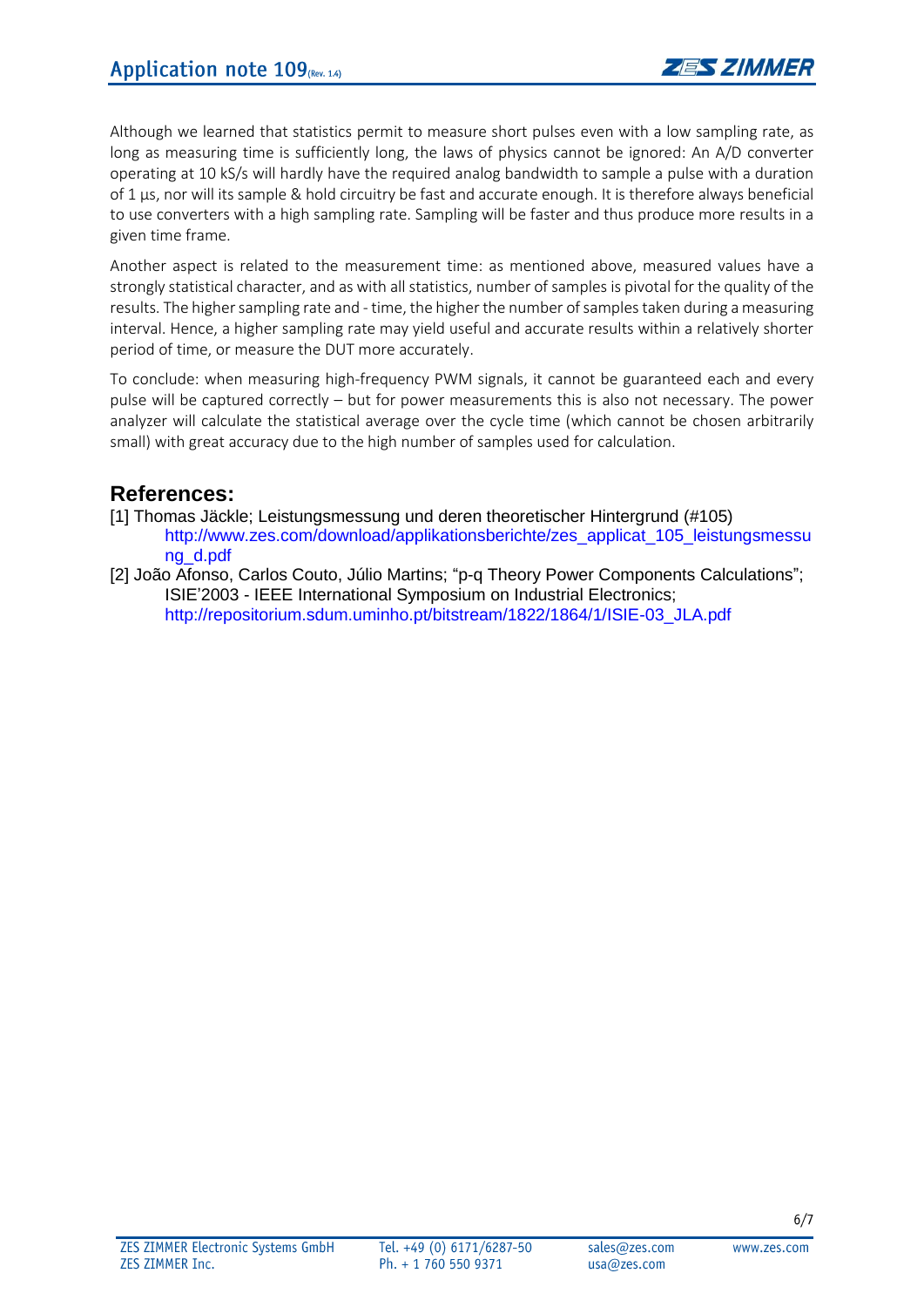Although we learned that statistics permit to measure short pulses even with a low sampling rate, as long as measuring time is sufficiently long, the laws of physics cannot be ignored: An A/D converter operating at 10 kS/s will hardly have the required analog bandwidth to sample a pulse with a duration of 1 µs, nor will its sample & hold circuitry be fast and accurate enough. It is therefore always beneficial to use converters with a high sampling rate. Sampling will be faster and thus produce more results in a given time frame.

Another aspect is related to the measurement time: as mentioned above, measured values have a strongly statistical character, and as with all statistics, number of samples is pivotal for the quality of the results. The higher sampling rate and - time, the higher the number of samples taken during a measuring interval. Hence, a higher sampling rate may yield useful and accurate results within a relatively shorter period of time, or measure the DUT more accurately.

To conclude: when measuring high-frequency PWM signals, it cannot be guaranteed each and every pulse will be captured correctly – but for power measurements this is also not necessary. The power analyzer will calculate the statistical average over the cycle time (which cannot be chosen arbitrarily small) with great accuracy due to the high number of samples used for calculation.

## References:

[1] Thomas Jäckle; Leistungsmessung und deren theoretischer Hintergrund (#105) http://www.zes.com/download/applikationsberichte/zes_applicat_105_leistungsmessung_d.pdf

[2] João Afonso, Carlos Couto, Júlio Martins; “p-q Theory Power Components Calculations”; ISIE’2003 - IEEE International Symposium on Industrial Electronics; http://repositorium.sdum.uminho.pt/bitstream/1822/1864/1/ISIE-03_JLA.pdf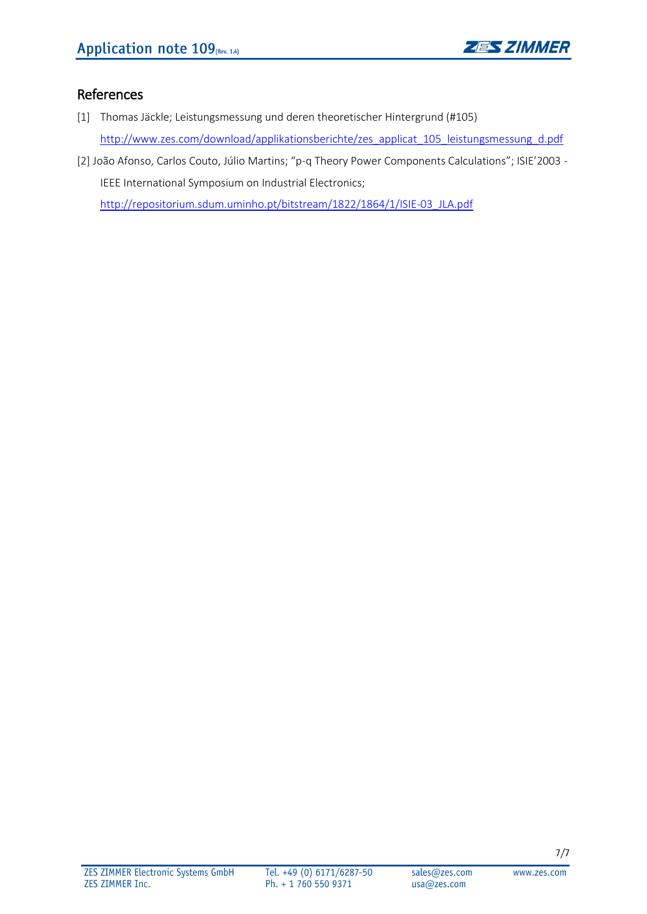## References

[1] Thomas Jäckle; Leistungsmessung und deren theoretischer Hintergrund (#105)
http://www.zes.com/download/applikationsberichte/zes_applicat_105_leistungsmessung_d.pdf

[2] João Afonso, Carlos Couto, Júlio Martins; "p-q Theory Power Components Calculations"; ISIE'2003 - IEEE International Symposium on Industrial Electronics;
http://repositorium.sdum.uminho.pt/bitstream/1822/1864/1/ISIE-03_JLA.pdf